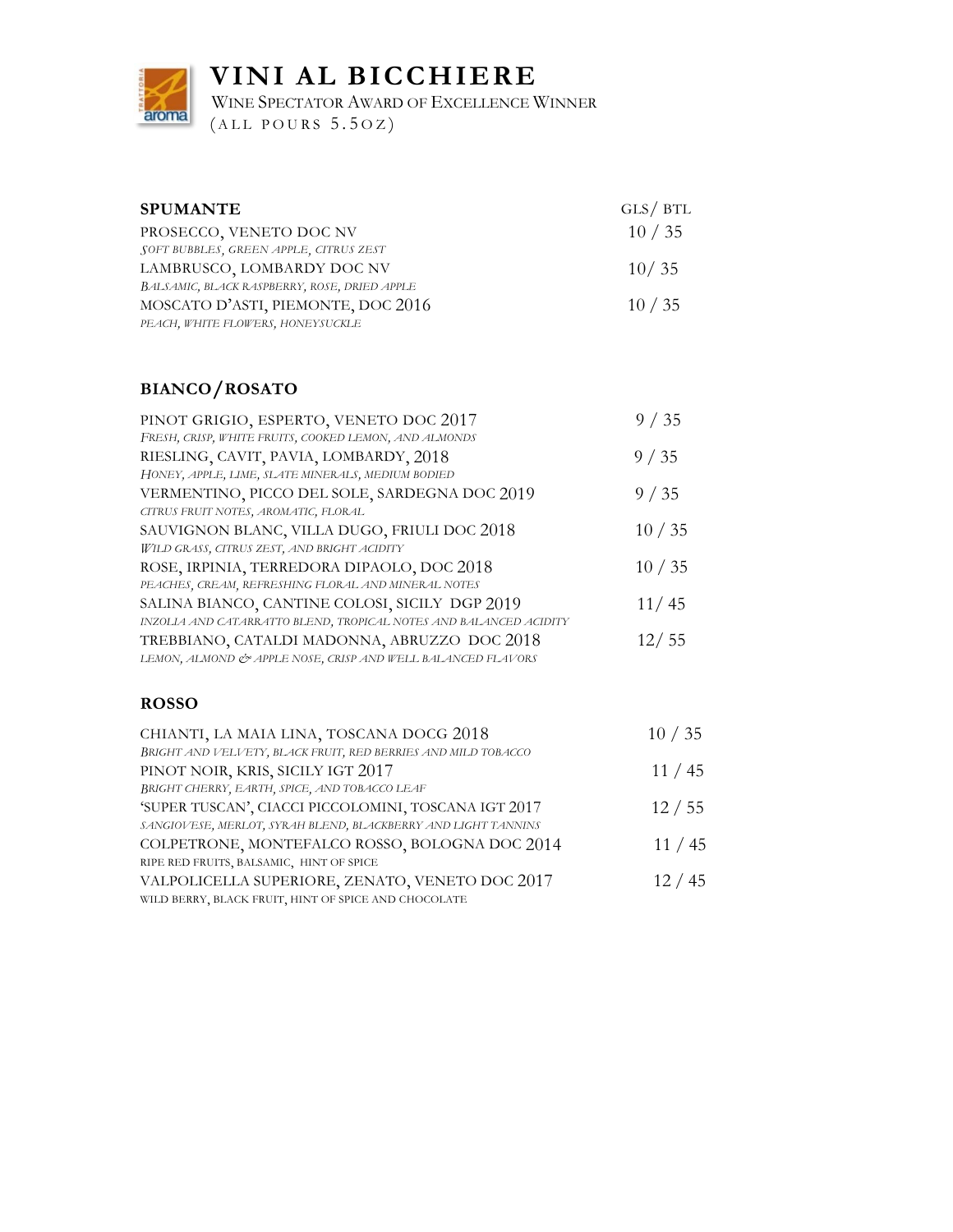# VINI AL BICCHIERE

WINE SPECTATOR AWARD OF EXCELLENCE WINNER

(ALL POURS 5.5OZ)

## SPUMANTE

GLS/ BTL

PROSECCO, VENETO DOC NV — 10 / 35
*SOFT BUBBLES, GREEN APPLE, CITRUS ZEST*

LAMBRUSCO, LOMBARDY DOC NV — 10/ 35
*BALSAMIC, BLACK RASPBERRY, ROSE, DRIED APPLE*

MOSCATO D'ASTI, PIEMONTE, DOC 2016 — 10 / 35
*PEACH, WHITE FLOWERS, HONEYSUCKLE*

## BIANCO/ROSATO

PINOT GRIGIO, ESPERTO, VENETO DOC 2017 — 9 / 35
*FRESH, CRISP, WHITE FRUITS, COOKED LEMON, AND ALMONDS*

RIESLING, CAVIT, PAVIA, LOMBARDY, 2018 — 9 / 35
*HONEY, APPLE, LIME, SLATE MINERALS, MEDIUM BODIED*

VERMENTINO, PICCO DEL SOLE, SARDEGNA DOC 2019 — 9 / 35
*CITRUS FRUIT NOTES, AROMATIC, FLORAL*

SAUVIGNON BLANC, VILLA DUGO, FRIULI DOC 2018 — 10 / 35
*WILD GRASS, CITRUS ZEST, AND BRIGHT ACIDITY*

ROSE, IRPINIA, TERREDORA DIPAOLO, DOC 2018 — 10 / 35
*PEACHES, CREAM, REFRESHING FLORAL AND MINERAL NOTES*

SALINA BIANCO, CANTINE COLOSI, SICILY DGP 2019 — 11/ 45
*INZOLIA AND CATARRATTO BLEND, TROPICAL NOTES AND BALANCED ACIDITY*

TREBBIANO, CATALDI MADONNA, ABRUZZO DOC 2018 — 12/ 55
*LEMON, ALMOND & APPLE NOSE, CRISP AND WELL BALANCED FLAVORS*

## ROSSO

CHIANTI, LA MAIA LINA, TOSCANA DOCG 2018 — 10 / 35
*BRIGHT AND VELVETY, BLACK FRUIT, RED BERRIES AND MILD TOBACCO*

PINOT NOIR, KRIS, SICILY IGT 2017 — 11 / 45
*BRIGHT CHERRY, EARTH, SPICE, AND TOBACCO LEAF*

'SUPER TUSCAN', CIACCI PICCOLOMINI, TOSCANA IGT 2017 — 12 / 55
*SANGIOVESE, MERLOT, SYRAH BLEND, BLACKBERRY AND LIGHT TANNINS*

COLPETRONE, MONTEFALCO ROSSO, BOLOGNA DOC 2014 — 11 / 45
RIPE RED FRUITS, BALSAMIC, HINT OF SPICE

VALPOLICELLA SUPERIORE, ZENATO, VENETO DOC 2017 — 12 / 45
WILD BERRY, BLACK FRUIT, HINT OF SPICE AND CHOCOLATE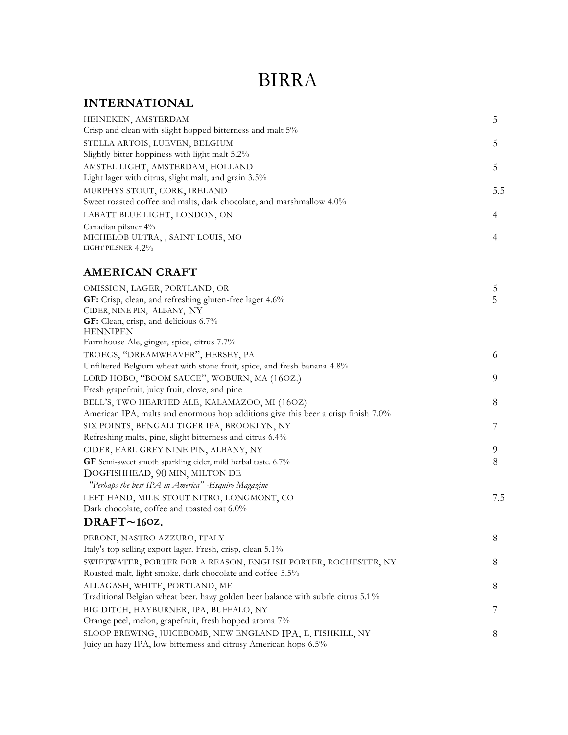# BIRRA

## INTERNATIONAL

| | |
|---|---|
| HEINEKEN, AMSTERDAM<br>Crisp and clean with slight hopped bitterness and malt 5% | 5 |
| STELLA ARTOIS, LUEVEN, BELGIUM<br>Slightly bitter hoppiness with light malt 5.2% | 5 |
| AMSTEL LIGHT, AMSTERDAM, HOLLAND<br>Light lager with citrus, slight malt, and grain 3.5% | 5 |
| MURPHYS STOUT, CORK, IRELAND<br>Sweet roasted coffee and malts, dark chocolate, and marshmallow 4.0% | 5.5 |
| LABATT BLUE LIGHT, LONDON, ON<br>Canadian pilsner 4% | 4 |
| MICHELOB ULTRA, , SAINT LOUIS, MO<br>LIGHT PILSNER 4.2% | 4 |

## AMERICAN CRAFT

| | |
|---|---|
| OMISSION, LAGER, PORTLAND, OR<br>**GF:** Crisp, clean, and refreshing gluten-free lager 4.6% | 5 |
| CIDER, NINE PIN, ALBANY, NY<br>**GF:** Clean, crisp, and delicious 6.7% | 5 |
| HENNIPEN<br>Farmhouse Ale, ginger, spice, citrus 7.7% | |
| TROEGS, "DREAMWEAVER", HERSEY, PA<br>Unfiltered Belgium wheat with stone fruit, spice, and fresh banana 4.8% | 6 |
| LORD HOBO, "BOOM SAUCE", WOBURN, MA (16OZ.)<br>Fresh grapefruit, juicy fruit, clove, and pine | 9 |
| BELL'S, TWO HEARTED ALE, KALAMAZOO, MI (16OZ)<br>American IPA, malts and enormous hop additions give this beer a crisp finish 7.0% | 8 |
| SIX POINTS, BENGALI TIGER IPA, BROOKLYN, NY<br>Refreshing malts, pine, slight bitterness and citrus 6.4% | 7 |
| CIDER, EARL GREY NINE PIN, ALBANY, NY<br>**GF** Semi-sweet smoth sparkling cider, mild herbal taste. 6.7% | 9 |
| DOGFISHHEAD, 90 MIN, MILTON DE<br>*"Perhaps the best IPA in America" -Esquire Magazine* | 8 |
| LEFT HAND, MILK STOUT NITRO, LONGMONT, CO<br>Dark chocolate, coffee and toasted oat 6.0% | 7.5 |

## DRAFT~16OZ.

| | |
|---|---|
| PERONI, NASTRO AZZURO, ITALY<br>Italy's top selling export lager. Fresh, crisp, clean 5.1% | 8 |
| SWIFTWATER, PORTER FOR A REASON, ENGLISH PORTER, ROCHESTER, NY<br>Roasted malt, light smoke, dark chocolate and coffee 5.5% | 8 |
| ALLAGASH, WHITE, PORTLAND, ME<br>Traditional Belgian wheat beer. hazy golden beer balance with subtle citrus 5.1% | 8 |
| BIG DITCH, HAYBURNER, IPA, BUFFALO, NY<br>Orange peel, melon, grapefruit, fresh hopped aroma 7% | 7 |
| SLOOP BREWING, JUICEBOMB, NEW ENGLAND IPA, E. FISHKILL, NY<br>Juicy an hazy IPA, low bitterness and citrusy American hops 6.5% | 8 |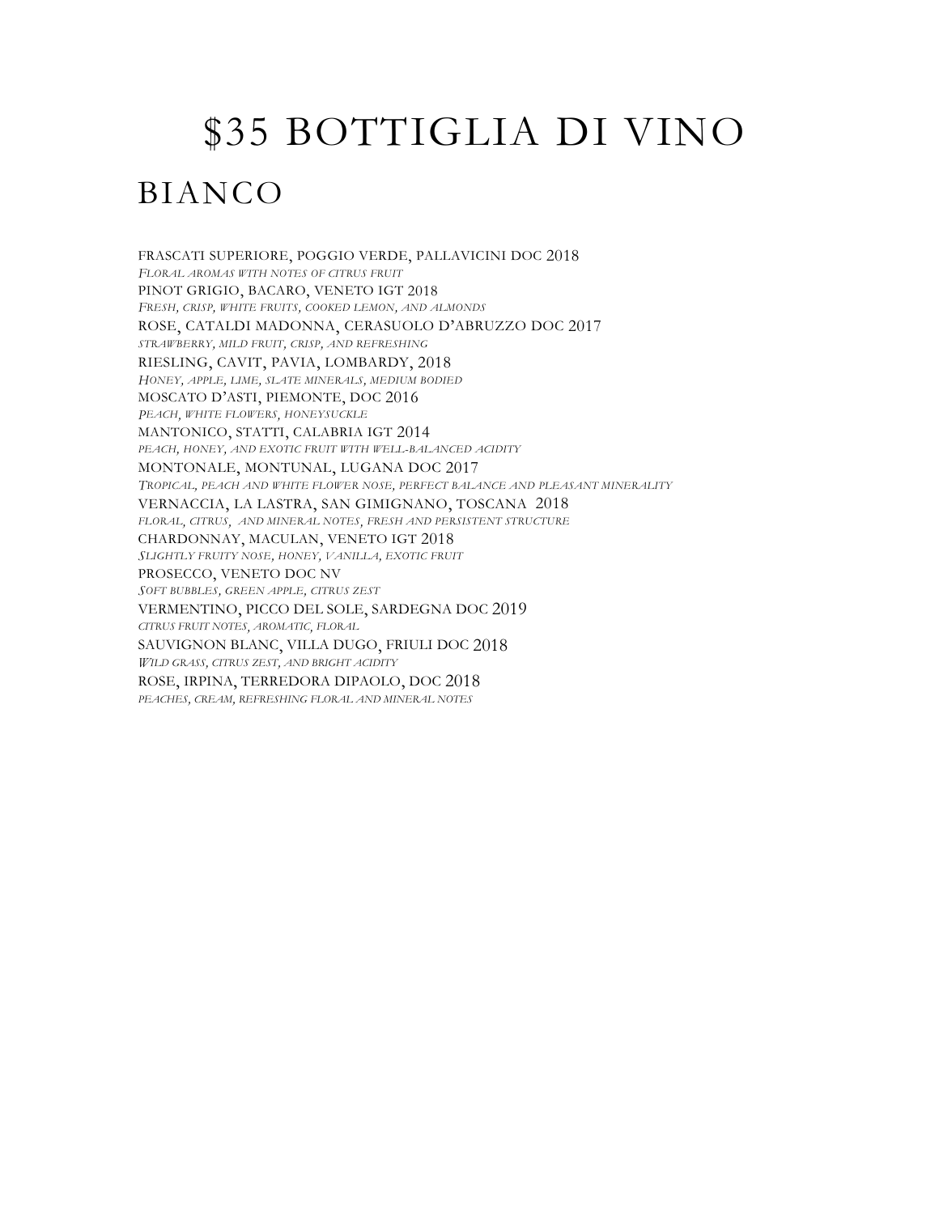# $35 BOTTIGLIA DI VINO

## BIANCO

FRASCATI SUPERIORE, POGGIO VERDE, PALLAVICINI DOC 2018
*FLORAL AROMAS WITH NOTES OF CITRUS FRUIT*

PINOT GRIGIO, BACARO, VENETO IGT 2018
*FRESH, CRISP, WHITE FRUITS, COOKED LEMON, AND ALMONDS*

ROSE, CATALDI MADONNA, CERASUOLO D'ABRUZZO DOC 2017
*STRAWBERRY, MILD FRUIT, CRISP, AND REFRESHING*

RIESLING, CAVIT, PAVIA, LOMBARDY, 2018
*HONEY, APPLE, LIME, SLATE MINERALS, MEDIUM BODIED*

MOSCATO D'ASTI, PIEMONTE, DOC 2016
*PEACH, WHITE FLOWERS, HONEYSUCKLE*

MANTONICO, STATTI, CALABRIA IGT 2014
*PEACH, HONEY, AND EXOTIC FRUIT WITH WELL-BALANCED ACIDITY*

MONTONALE, MONTUNAL, LUGANA DOC 2017
*TROPICAL, PEACH AND WHITE FLOWER NOSE, PERFECT BALANCE AND PLEASANT MINERALITY*

VERNACCIA, LA LASTRA, SAN GIMIGNANO, TOSCANA 2018
*FLORAL, CITRUS, AND MINERAL NOTES, FRESH AND PERSISTENT STRUCTURE*

CHARDONNAY, MACULAN, VENETO IGT 2018
*SLIGHTLY FRUITY NOSE, HONEY, VANILLA, EXOTIC FRUIT*

PROSECCO, VENETO DOC NV
*SOFT BUBBLES, GREEN APPLE, CITRUS ZEST*

VERMENTINO, PICCO DEL SOLE, SARDEGNA DOC 2019
*CITRUS FRUIT NOTES, AROMATIC, FLORAL*

SAUVIGNON BLANC, VILLA DUGO, FRIULI DOC 2018
*WILD GRASS, CITRUS ZEST, AND BRIGHT ACIDITY*

ROSE, IRPINA, TERREDORA DIPAOLO, DOC 2018
*PEACHES, CREAM, REFRESHING FLORAL AND MINERAL NOTES*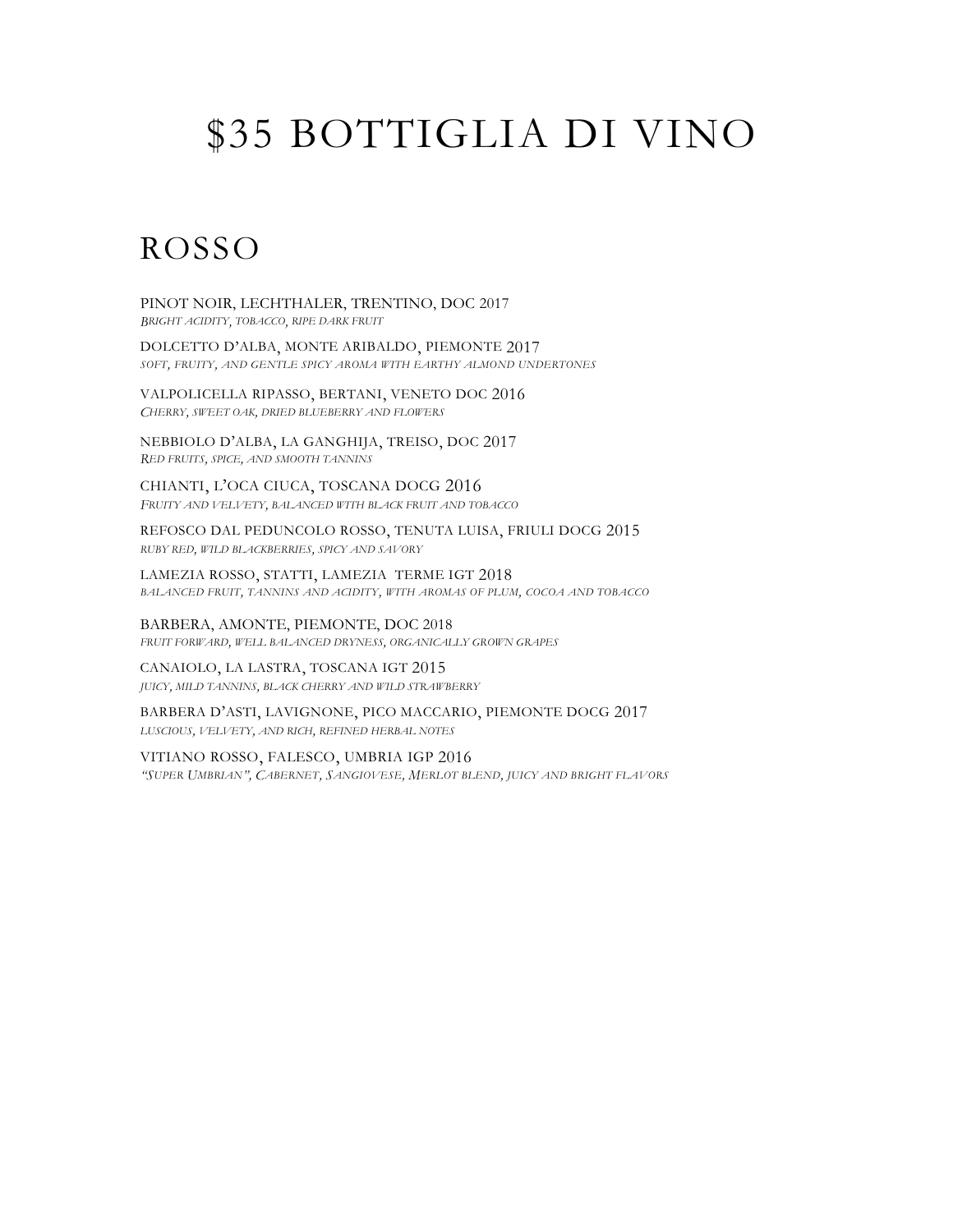# $35 BOTTIGLIA DI VINO

## ROSSO

PINOT NOIR, LECHTHALER, TRENTINO, DOC 2017
*BRIGHT ACIDITY, TOBACCO, RIPE DARK FRUIT*

DOLCETTO D'ALBA, MONTE ARIBALDO, PIEMONTE 2017
*SOFT, FRUITY, AND GENTLE SPICY AROMA WITH EARTHY ALMOND UNDERTONES*

VALPOLICELLA RIPASSO, BERTANI, VENETO DOC 2016
*CHERRY, SWEET OAK, DRIED BLUEBERRY AND FLOWERS*

NEBBIOLO D'ALBA, LA GANGHIJA, TREISO, DOC 2017
*RED FRUITS, SPICE, AND SMOOTH TANNINS*

CHIANTI, L'OCA CIUCA, TOSCANA DOCG 2016
*FRUITY AND VELVETY, BALANCED WITH BLACK FRUIT AND TOBACCO*

REFOSCO DAL PEDUNCOLO ROSSO, TENUTA LUISA, FRIULI DOCG 2015
*RUBY RED, WILD BLACKBERRIES, SPICY AND SAVORY*

LAMEZIA ROSSO, STATTI, LAMEZIA TERME IGT 2018
*BALANCED FRUIT, TANNINS AND ACIDITY, WITH AROMAS OF PLUM, COCOA AND TOBACCO*

BARBERA, AMONTE, PIEMONTE, DOC 2018
*FRUIT FORWARD, WELL BALANCED DRYNESS, ORGANICALLY GROWN GRAPES*

CANAIOLO, LA LASTRA, TOSCANA IGT 2015
*JUICY, MILD TANNINS, BLACK CHERRY AND WILD STRAWBERRY*

BARBERA D'ASTI, LAVIGNONE, PICO MACCARIO, PIEMONTE DOCG 2017
*LUSCIOUS, VELVETY, AND RICH, REFINED HERBAL NOTES*

VITIANO ROSSO, FALESCO, UMBRIA IGP 2016
*"SUPER UMBRIAN", CABERNET, SANGIOVESE, MERLOT BLEND, JUICY AND BRIGHT FLAVORS*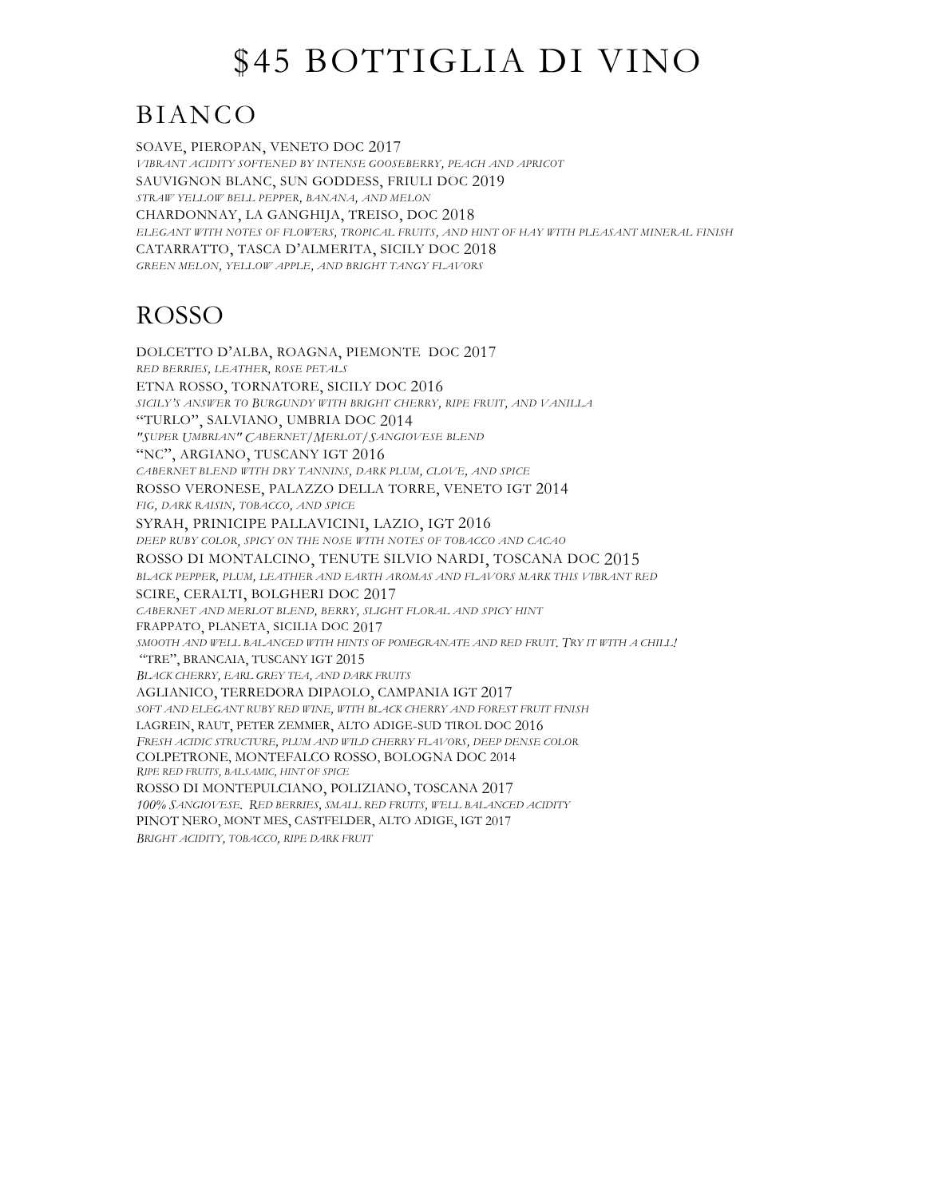# $45 BOTTIGLIA DI VINO

## BIANCO

SOAVE, PIEROPAN, VENETO DOC 2017
*VIBRANT ACIDITY SOFTENED BY INTENSE GOOSEBERRY, PEACH AND APRICOT*

SAUVIGNON BLANC, SUN GODDESS, FRIULI DOC 2019
*STRAW YELLOW BELL PEPPER, BANANA, AND MELON*

CHARDONNAY, LA GANGHIJA, TREISO, DOC 2018
*ELEGANT WITH NOTES OF FLOWERS, TROPICAL FRUITS, AND HINT OF HAY WITH PLEASANT MINERAL FINISH*

CATARRATTO, TASCA D'ALMERITA, SICILY DOC 2018
*GREEN MELON, YELLOW APPLE, AND BRIGHT TANGY FLAVORS*

## ROSSO

DOLCETTO D'ALBA, ROAGNA, PIEMONTE DOC 2017
*RED BERRIES, LEATHER, ROSE PETALS*

ETNA ROSSO, TORNATORE, SICILY DOC 2016
*SICILY'S ANSWER TO BURGUNDY WITH BRIGHT CHERRY, RIPE FRUIT, AND VANILLA*

"TURLO", SALVIANO, UMBRIA DOC 2014
*"SUPER UMBRIAN" CABERNET/MERLOT/SANGIOVESE BLEND*

"NC", ARGIANO, TUSCANY IGT 2016
*CABERNET BLEND WITH DRY TANNINS, DARK PLUM, CLOVE, AND SPICE*

ROSSO VERONESE, PALAZZO DELLA TORRE, VENETO IGT 2014
*FIG, DARK RAISIN, TOBACCO, AND SPICE*

SYRAH, PRINCIPE PALLAVICINI, LAZIO, IGT 2016
*DEEP RUBY COLOR, SPICY ON THE NOSE WITH NOTES OF TOBACCO AND CACAO*

ROSSO DI MONTALCINO, TENUTE SILVIO NARDI, TOSCANA DOC 2015
*BLACK PEPPER, PLUM, LEATHER AND EARTH AROMAS AND FLAVORS MARK THIS VIBRANT RED*

SCIRE, CERALTI, BOLGHERI DOC 2017
*CABERNET AND MERLOT BLEND, BERRY, SLIGHT FLORAL AND SPICY HINT*

FRAPPATO, PLANETA, SICILIA DOC 2017
*SMOOTH AND WELL BALANCED WITH HINTS OF POMEGRANATE AND RED FRUIT. TRY IT WITH A CHILL!*

"TRE", BRANCAIA, TUSCANY IGT 2015
*BLACK CHERRY, EARL GREY TEA, AND DARK FRUITS*

AGLIANICO, TERREDORA DIPAOLO, CAMPANIA IGT 2017
*SOFT AND ELEGANT RUBY RED WINE, WITH BLACK CHERRY AND FOREST FRUIT FINISH*

LAGREIN, RAUT, PETER ZEMMER, ALTO ADIGE-SUD TIROL DOC 2016
*FRESH ACIDIC STRUCTURE, PLUM AND WILD CHERRY FLAVORS, DEEP DENSE COLOR*

COLPETRONE, MONTEFALCO ROSSO, BOLOGNA DOC 2014
*RIPE RED FRUITS, BALSAMIC, HINT OF SPICE*

ROSSO DI MONTEPULCIANO, POLIZIANO, TOSCANA 2017
*100% SANGIOVESE. RED BERRIES, SMALL RED FRUITS, WELL BALANCED ACIDITY*

PINOT NERO, MONT MES, CASTFELDER, ALTO ADIGE, IGT 2017
*BRIGHT ACIDITY, TOBACCO, RIPE DARK FRUIT*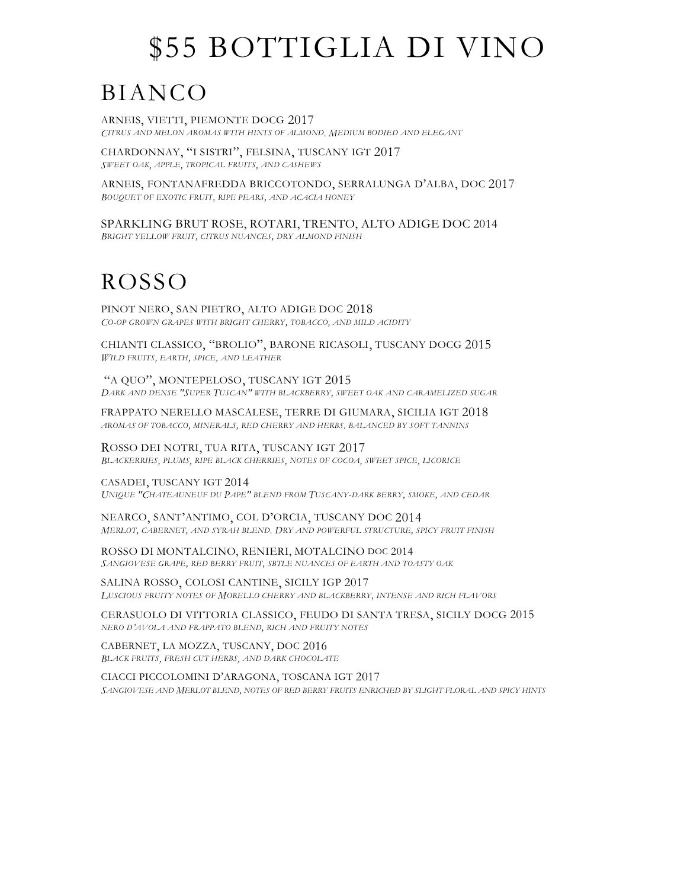# $55 BOTTIGLIA DI VINO

## BIANCO

ARNEIS, VIETTI, PIEMONTE DOCG 2017
*CITRUS AND MELON AROMAS WITH HINTS OF ALMOND. MEDIUM BODIED AND ELEGANT*

CHARDONNAY, "I SISTRI", FELSINA, TUSCANY IGT 2017
*SWEET OAK, APPLE, TROPICAL FRUITS, AND CASHEWS*

ARNEIS, FONTANAFREDDA BRICCOTONDO, SERRALUNGA D'ALBA, DOC 2017
*BOUQUET OF EXOTIC FRUIT, RIPE PEARS, AND ACACIA HONEY*

SPARKLING BRUT ROSE, ROTARI, TRENTO, ALTO ADIGE DOC 2014
*BRIGHT YELLOW FRUIT, CITRUS NUANCES, DRY ALMOND FINISH*

## ROSSO

PINOT NERO, SAN PIETRO, ALTO ADIGE DOC 2018
*CO-OP GROWN GRAPES WITH BRIGHT CHERRY, TOBACCO, AND MILD ACIDITY*

CHIANTI CLASSICO, "BROLIO", BARONE RICASOLI, TUSCANY DOCG 2015
*WILD FRUITS, EARTH, SPICE, AND LEATHER*

"A QUO", MONTEPELOSO, TUSCANY IGT 2015
*DARK AND DENSE "SUPER TUSCAN" WITH BLACKBERRY, SWEET OAK AND CARAMELIZED SUGAR*

FRAPPATO NERELLO MASCALESE, TERRE DI GIUMARA, SICILIA IGT 2018
*AROMAS OF TOBACCO, MINERALS, RED CHERRY AND HERBS. BALANCED BY SOFT TANNINS*

ROSSO DEI NOTRI, TUA RITA, TUSCANY IGT 2017
*BLACKERRIES, PLUMS, RIPE BLACK CHERRIES, NOTES OF COCOA, SWEET SPICE, LICORICE*

CASADEI, TUSCANY IGT 2014
*UNIQUE "CHATEAUNEUF DU PAPE" BLEND FROM TUSCANY-DARK BERRY, SMOKE, AND CEDAR*

NEARCO, SANT'ANTIMO, COL D'ORCIA, TUSCANY DOC 2014
*MERLOT, CABERNET, AND SYRAH BLEND. DRY AND POWERFUL STRUCTURE, SPICY FRUIT FINISH*

ROSSO DI MONTALCINO, RENIERI, MOTALCINO DOC 2014
*SANGIOVESE GRAPE, RED BERRY FRUIT, SBTLE NUANCES OF EARTH AND TOASTY OAK*

SALINA ROSSO, COLOSI CANTINE, SICILY IGP 2017
*LUSCIOUS FRUITY NOTES OF MORELLO CHERRY AND BLACKBERRY, INTENSE AND RICH FLAVORS*

CERASUOLO DI VITTORIA CLASSICO, FEUDO DI SANTA TRESA, SICILY DOCG 2015
*NERO D'AVOLA AND FRAPPATO BLEND, RICH AND FRUITY NOTES*

CABERNET, LA MOZZA, TUSCANY, DOC 2016
*BLACK FRUITS, FRESH CUT HERBS, AND DARK CHOCOLATE*

CIACCI PICCOLOMINI D'ARAGONA, TOSCANA IGT 2017
*SANGIOVESE AND MERLOT BLEND, NOTES OF RED BERRY FRUITS ENRICHED BY SLIGHT FLORAL AND SPICY HINTS*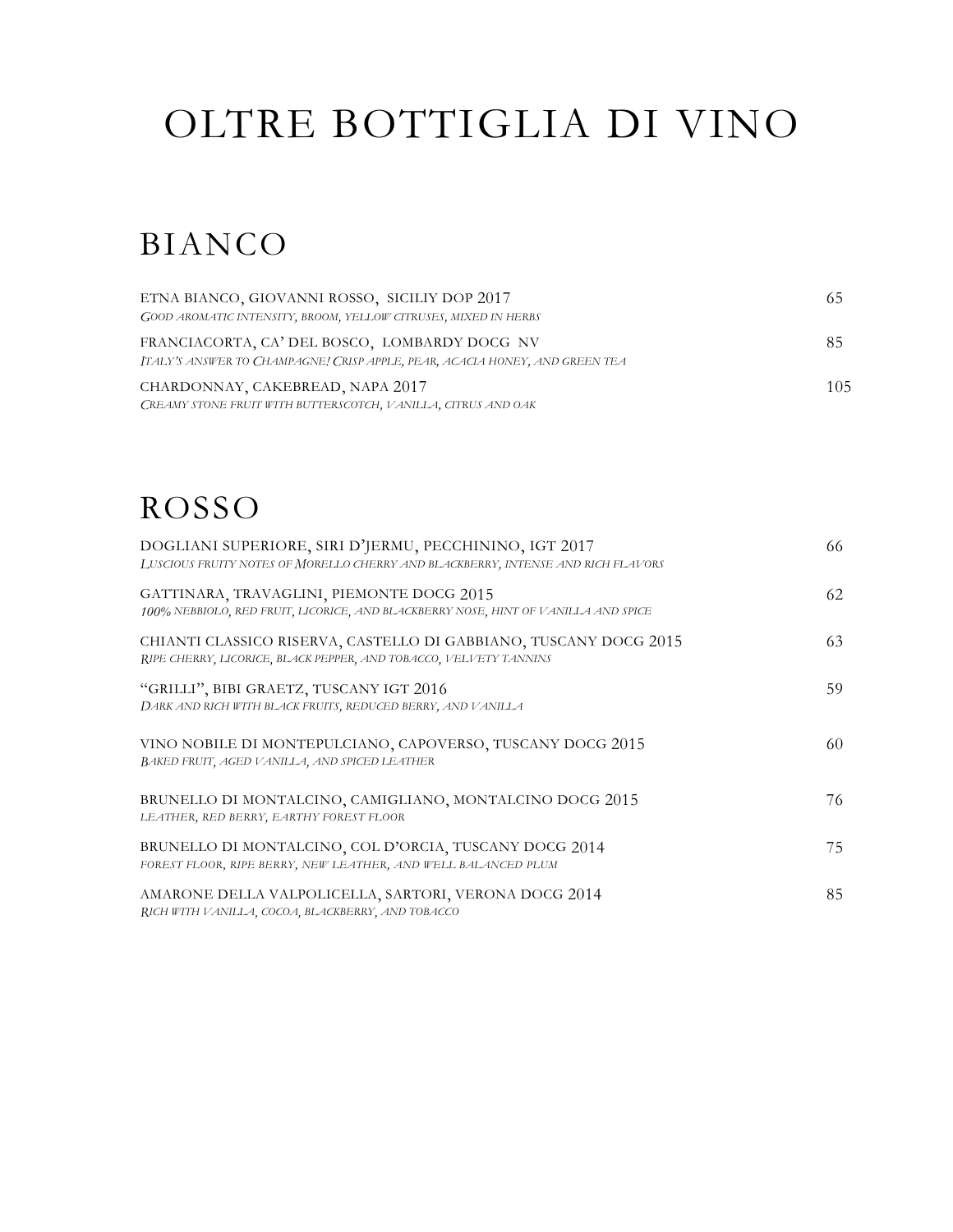# OLTRE BOTTIGLIA DI VINO

## BIANCO

ETNA BIANCO, GIOVANNI ROSSO, SICILIY DOP 2017 — 65
*GOOD AROMATIC INTENSITY, BROOM, YELLOW CITRUSES, MIXED IN HERBS*

FRANCIACORTA, CA' DEL BOSCO, LOMBARDY DOCG NV — 85
*ITALY'S ANSWER TO CHAMPAGNE! CRISP APPLE, PEAR, ACACIA HONEY, AND GREEN TEA*

CHARDONNAY, CAKEBREAD, NAPA 2017 — 105
*CREAMY STONE FRUIT WITH BUTTERSCOTCH, VANILLA, CITRUS AND OAK*

## ROSSO

DOGLIANI SUPERIORE, SIRI D'JERMU, PECCHININO, IGT 2017 — 66
*LUSCIOUS FRUITY NOTES OF MORELLO CHERRY AND BLACKBERRY, INTENSE AND RICH FLAVORS*

GATTINARA, TRAVAGLINI, PIEMONTE DOCG 2015 — 62
*100% NEBBIOLO, RED FRUIT, LICORICE, AND BLACKBERRY NOSE, HINT OF VANILLA AND SPICE*

CHIANTI CLASSICO RISERVA, CASTELLO DI GABBIANO, TUSCANY DOCG 2015 — 63
*RIPE CHERRY, LICORICE, BLACK PEPPER, AND TOBACCO, VELVETY TANNINS*

"GRILLI", BIBI GRAETZ, TUSCANY IGT 2016 — 59
*DARK AND RICH WITH BLACK FRUITS, REDUCED BERRY, AND VANILLA*

VINO NOBILE DI MONTEPULCIANO, CAPOVERSO, TUSCANY DOCG 2015 — 60
*BAKED FRUIT, AGED VANILLA, AND SPICED LEATHER*

BRUNELLO DI MONTALCINO, CAMIGLIANO, MONTALCINO DOCG 2015 — 76
*LEATHER, RED BERRY, EARTHY FOREST FLOOR*

BRUNELLO DI MONTALCINO, COL D'ORCIA, TUSCANY DOCG 2014 — 75
*FOREST FLOOR, RIPE BERRY, NEW LEATHER, AND WELL BALANCED PLUM*

AMARONE DELLA VALPOLICELLA, SARTORI, VERONA DOCG 2014 — 85
*RICH WITH VANILLA, COCOA, BLACKBERRY, AND TOBACCO*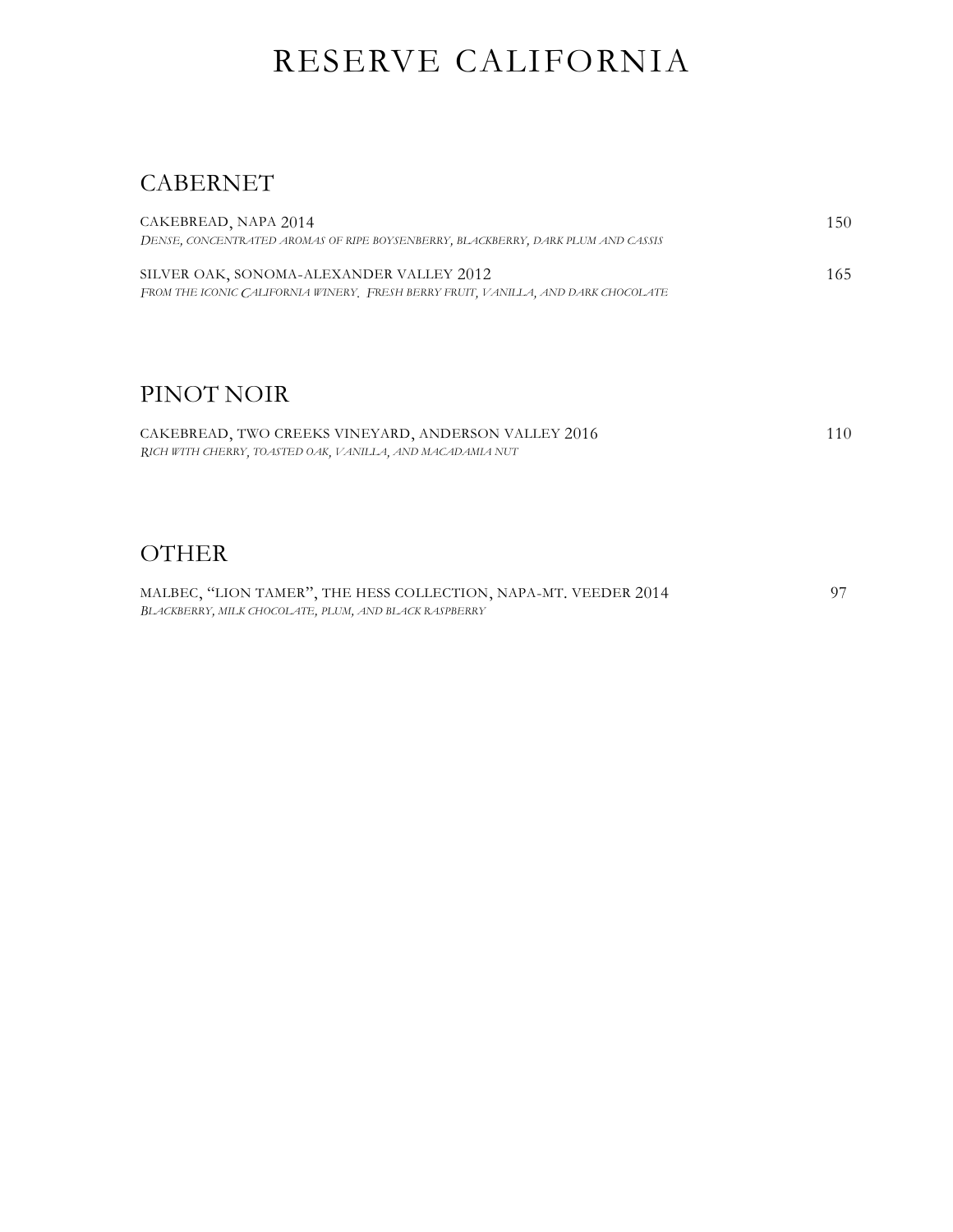# RESERVE CALIFORNIA

## CABERNET

CAKEBREAD, NAPA 2014 — 150
*DENSE, CONCENTRATED AROMAS OF RIPE BOYSENBERRY, BLACKBERRY, DARK PLUM AND CASSIS*

SILVER OAK, SONOMA-ALEXANDER VALLEY 2012 — 165
*FROM THE ICONIC CALIFORNIA WINERY. FRESH BERRY FRUIT, VANILLA, AND DARK CHOCOLATE*

## PINOT NOIR

CAKEBREAD, TWO CREEKS VINEYARD, ANDERSON VALLEY 2016 — 110
*RICH WITH CHERRY, TOASTED OAK, VANILLA, AND MACADAMIA NUT*

## OTHER

MALBEC, "LION TAMER", THE HESS COLLECTION, NAPA-MT. VEEDER 2014 — 97
*BLACKBERRY, MILK CHOCOLATE, PLUM, AND BLACK RASPBERRY*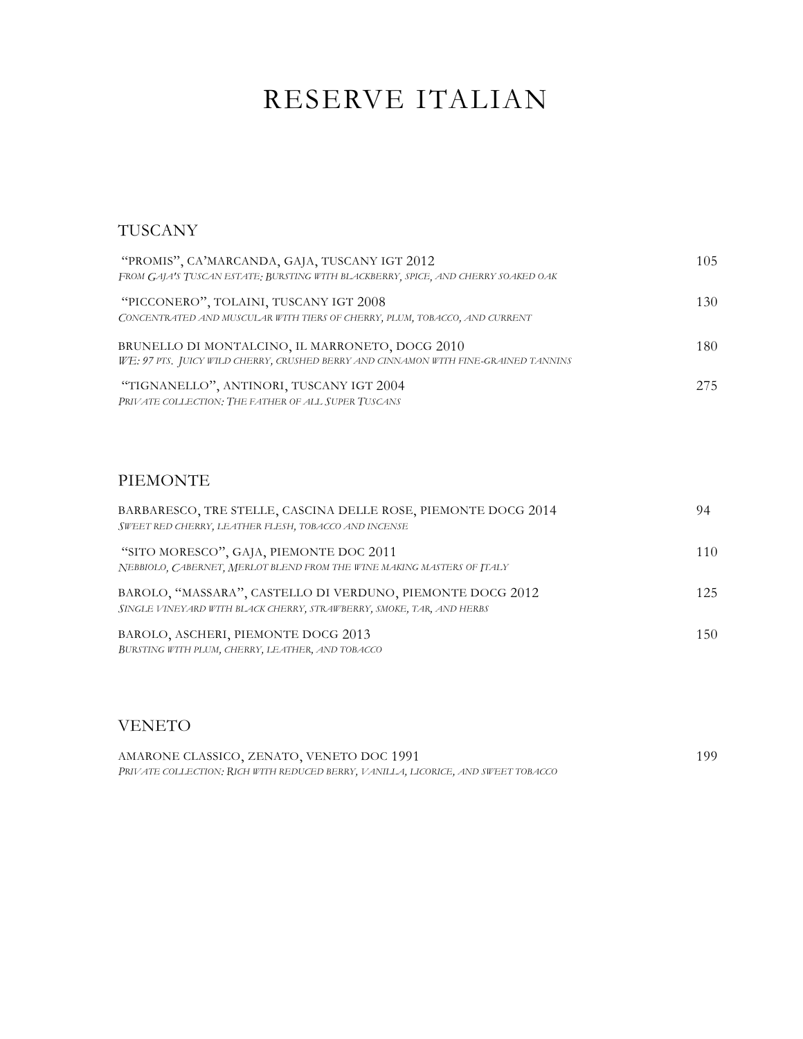# RESERVE ITALIAN

## TUSCANY

"PROMIS", CA'MARCANDA, GAJA, TUSCANY IGT 2012 — 105
*From Gaja's Tuscan estate: Bursting with blackberry, spice, and cherry soaked oak*

"PICCONERO", TOLAINI, TUSCANY IGT 2008 — 130
*Concentrated and muscular with tiers of cherry, plum, tobacco, and current*

BRUNELLO DI MONTALCINO, IL MARRONETO, DOCG 2010 — 180
*WE: 97 pts. Juicy wild cherry, crushed berry and cinnamon with fine-grained tannins*

"TIGNANELLO", ANTINORI, TUSCANY IGT 2004 — 275
*Private collection: The father of all Super Tuscans*

## PIEMONTE

BARBARESCO, TRE STELLE, CASCINA DELLE ROSE, PIEMONTE DOCG 2014 — 94
*Sweet red cherry, leather flesh, tobacco and incense*

"SITO MORESCO", GAJA, PIEMONTE DOC 2011 — 110
*Nebbiolo, Cabernet, Merlot blend from the wine making masters of Italy*

BAROLO, "MASSARA", CASTELLO DI VERDUNO, PIEMONTE DOCG 2012 — 125
*Single vineyard with black cherry, strawberry, smoke, tar, and herbs*

BAROLO, ASCHERI, PIEMONTE DOCG 2013 — 150
*Bursting with plum, cherry, leather, and tobacco*

## VENETO

AMARONE CLASSICO, ZENATO, VENETO DOC 1991 — 199
*Private collection: Rich with reduced berry, vanilla, licorice, and sweet tobacco*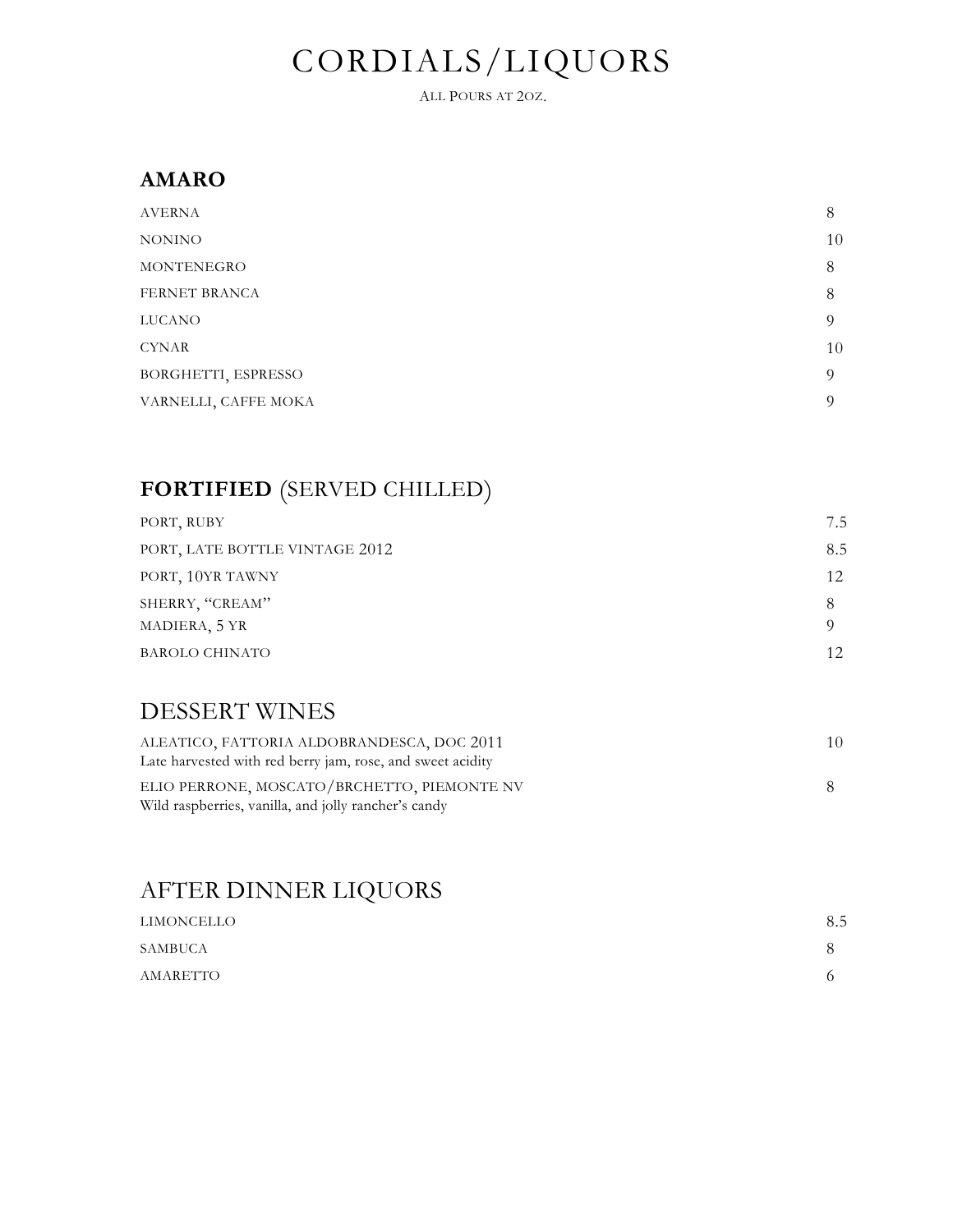# CORDIALS/LIQUORS

ALL POURS AT 2OZ.

## AMARO

| | |
|---|---|
| AVERNA | 8 |
| NONINO | 10 |
| MONTENEGRO | 8 |
| FERNET BRANCA | 8 |
| LUCANO | 9 |
| CYNAR | 10 |
| BORGHETTI, ESPRESSO | 9 |
| VARNELLI, CAFFE MOKA | 9 |

## **FORTIFIED** (SERVED CHILLED)

| | |
|---|---|
| PORT, RUBY | 7.5 |
| PORT, LATE BOTTLE VINTAGE 2012 | 8.5 |
| PORT, 10YR TAWNY | 12 |
| SHERRY, "CREAM" | 8 |
| MADIERA, 5 YR | 9 |
| BAROLO CHINATO | 12 |

## DESSERT WINES

| | |
|---|---|
| ALEATICO, FATTORIA ALDOBRANDESCA, DOC 2011<br>Late harvested with red berry jam, rose, and sweet acidity | 10 |
| ELIO PERRONE, MOSCATO/BRCHETTO, PIEMONTE NV<br>Wild raspberries, vanilla, and jolly rancher's candy | 8 |

## AFTER DINNER LIQUORS

| | |
|---|---|
| LIMONCELLO | 8.5 |
| SAMBUCA | 8 |
| AMARETTO | 6 |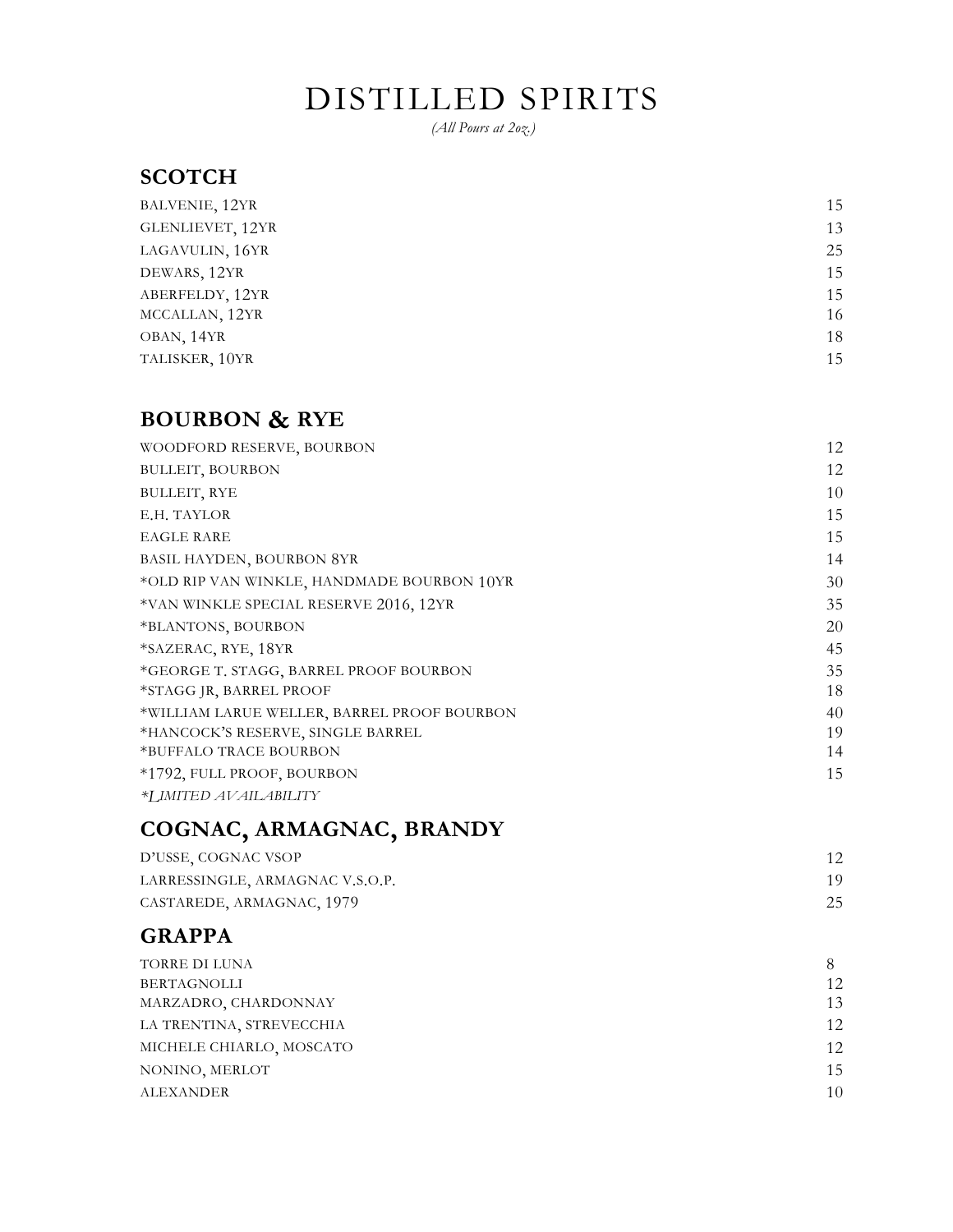# DISTILLED SPIRITS

*(All Pours at 2oz.)*

## SCOTCH

| | |
|---|---|
| BALVENIE, 12YR | 15 |
| GLENLIEVET, 12YR | 13 |
| LAGAVULIN, 16YR | 25 |
| DEWARS, 12YR | 15 |
| ABERFELDY, 12YR | 15 |
| MCCALLAN, 12YR | 16 |
| OBAN, 14YR | 18 |
| TALISKER, 10YR | 15 |

## BOURBON & RYE

| | |
|---|---|
| WOODFORD RESERVE, BOURBON | 12 |
| BULLEIT, BOURBON | 12 |
| BULLEIT, RYE | 10 |
| E.H. TAYLOR | 15 |
| EAGLE RARE | 15 |
| BASIL HAYDEN, BOURBON 8YR | 14 |
| *OLD RIP VAN WINKLE, HANDMADE BOURBON 10YR | 30 |
| *VAN WINKLE SPECIAL RESERVE 2016, 12YR | 35 |
| *BLANTONS, BOURBON | 20 |
| *SAZERAC, RYE, 18YR | 45 |
| *GEORGE T. STAGG, BARREL PROOF BOURBON | 35 |
| *STAGG JR, BARREL PROOF | 18 |
| *WILLIAM LARUE WELLER, BARREL PROOF BOURBON | 40 |
| *HANCOCK'S RESERVE, SINGLE BARREL | 19 |
| *BUFFALO TRACE BOURBON | 14 |
| *1792, FULL PROOF, BOURBON | 15 |

*\*LIMITED AVAILABILITY*

## COGNAC, ARMAGNAC, BRANDY

| | |
|---|---|
| D'USSE, COGNAC VSOP | 12 |
| LARRESSINGLE, ARMAGNAC V.S.O.P. | 19 |
| CASTAREDE, ARMAGNAC, 1979 | 25 |

## GRAPPA

| | |
|---|---|
| TORRE DI LUNA | 8 |
| BERTAGNOLLI | 12 |
| MARZADRO, CHARDONNAY | 13 |
| LA TRENTINA, STREVECCHIA | 12 |
| MICHELE CHIARLO, MOSCATO | 12 |
| NONINO, MERLOT | 15 |
| ALEXANDER | 10 |